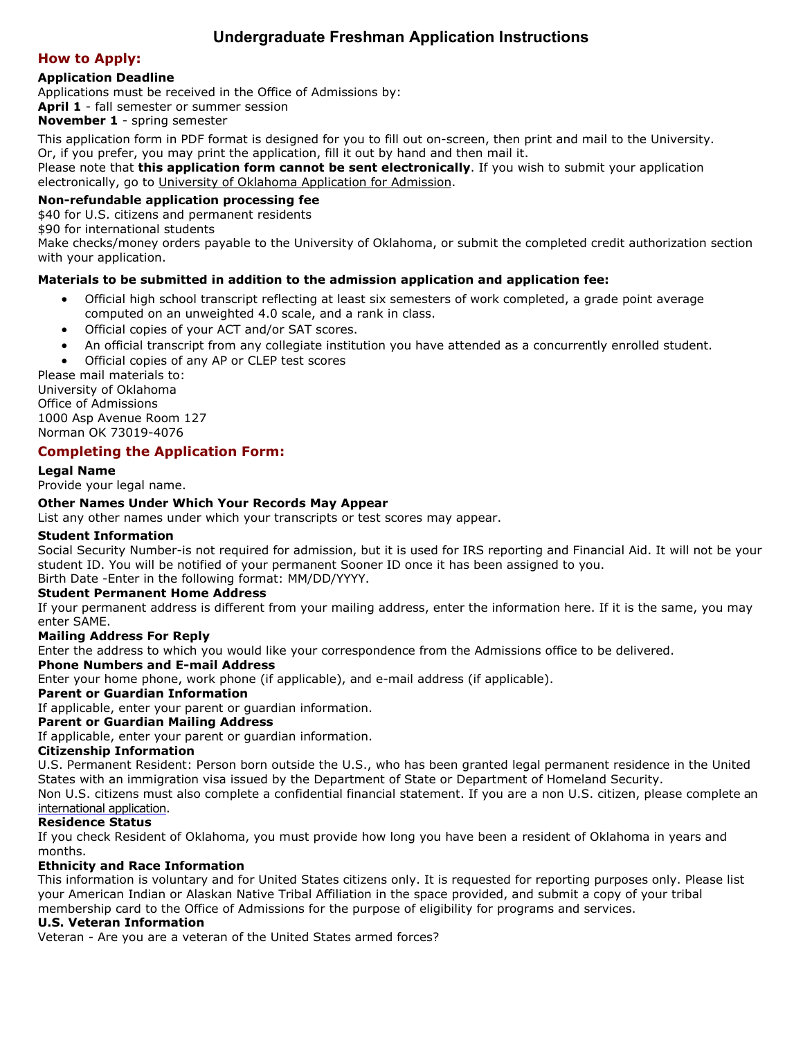# Undergraduate Freshman Application Instructions

## How to Apply:

**Application Deadline**

Applications must be received in the Office of Admissions by:

**April 1** - fall semester or summer session

**November 1** - spring semester

This application form in PDF format is designed for you to fill out on-screen, then print and mail to the University. Or, if you prefer, you may print the application, fill it out by hand and then mail it.

Please note that **this application form cannot be sent electronically**. If you wish to submit your application electronically, go to University of Oklahoma Application for Admission.

**Non-refundable application processing fee**

$40 for U.S. citizens and permanent residents

$90 for international students

Make checks/money orders payable to the University of Oklahoma, or submit the completed credit authorization section with your application.

**Materials to be submitted in addition to the admission application and application fee:**

- Official high school transcript reflecting at least six semesters of work completed, a grade point average computed on an unweighted 4.0 scale, and a rank in class.
- Official copies of your ACT and/or SAT scores.
- An official transcript from any collegiate institution you have attended as a concurrently enrolled student.
- Official copies of any AP or CLEP test scores

Please mail materials to:

University of Oklahoma

Office of Admissions

1000 Asp Avenue Room 127

Norman OK 73019-4076

## Completing the Application Form:

**Legal Name**

Provide your legal name.

**Other Names Under Which Your Records May Appear**

List any other names under which your transcripts or test scores may appear.

**Student Information**

Social Security Number-is not required for admission, but it is used for IRS reporting and Financial Aid. It will not be your student ID. You will be notified of your permanent Sooner ID once it has been assigned to you.

Birth Date -Enter in the following format: MM/DD/YYYY.

**Student Permanent Home Address**

If your permanent address is different from your mailing address, enter the information here. If it is the same, you may enter SAME.

**Mailing Address For Reply**

Enter the address to which you would like your correspondence from the Admissions office to be delivered.

**Phone Numbers and E-mail Address**

Enter your home phone, work phone (if applicable), and e-mail address (if applicable).

**Parent or Guardian Information**

If applicable, enter your parent or guardian information.

**Parent or Guardian Mailing Address**

If applicable, enter your parent or guardian information.

**Citizenship Information**

U.S. Permanent Resident: Person born outside the U.S., who has been granted legal permanent residence in the United States with an immigration visa issued by the Department of State or Department of Homeland Security.

Non U.S. citizens must also complete a confidential financial statement. If you are a non U.S. citizen, please complete an international application.

**Residence Status**

If you check Resident of Oklahoma, you must provide how long you have been a resident of Oklahoma in years and months.

**Ethnicity and Race Information**

This information is voluntary and for United States citizens only. It is requested for reporting purposes only. Please list your American Indian or Alaskan Native Tribal Affiliation in the space provided, and submit a copy of your tribal membership card to the Office of Admissions for the purpose of eligibility for programs and services.

**U.S. Veteran Information**

Veteran - Are you are a veteran of the United States armed forces?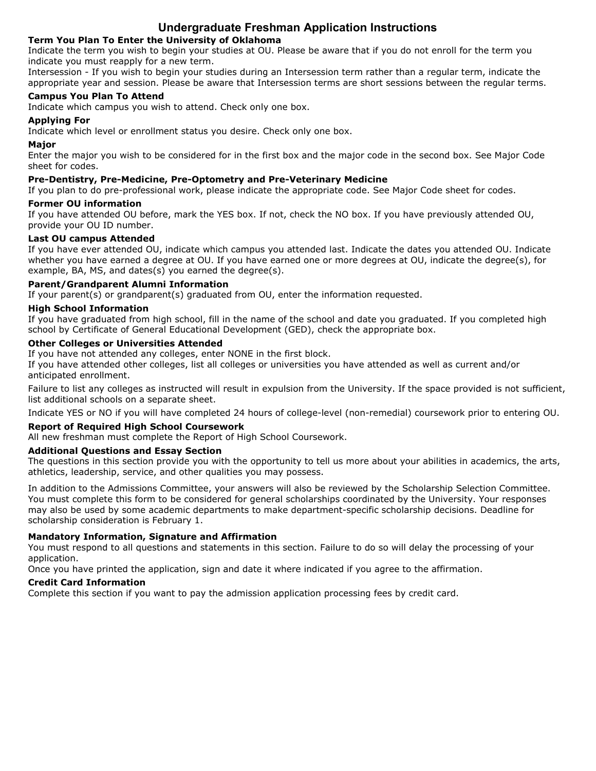# Undergraduate Freshman Application Instructions

### Term You Plan To Enter the University of Oklahoma

Indicate the term you wish to begin your studies at OU. Please be aware that if you do not enroll for the term you indicate you must reapply for a new term.

Intersession - If you wish to begin your studies during an Intersession term rather than a regular term, indicate the appropriate year and session. Please be aware that Intersession terms are short sessions between the regular terms.

### Campus You Plan To Attend

Indicate which campus you wish to attend. Check only one box.

### Applying For

Indicate which level or enrollment status you desire. Check only one box.

### Major

Enter the major you wish to be considered for in the first box and the major code in the second box. See Major Code sheet for codes.

### Pre-Dentistry, Pre-Medicine, Pre-Optometry and Pre-Veterinary Medicine

If you plan to do pre-professional work, please indicate the appropriate code. See Major Code sheet for codes.

### Former OU information

If you have attended OU before, mark the YES box. If not, check the NO box. If you have previously attended OU, provide your OU ID number.

### Last OU campus Attended

If you have ever attended OU, indicate which campus you attended last. Indicate the dates you attended OU. Indicate whether you have earned a degree at OU. If you have earned one or more degrees at OU, indicate the degree(s), for example, BA, MS, and dates(s) you earned the degree(s).

### Parent/Grandparent Alumni Information

If your parent(s) or grandparent(s) graduated from OU, enter the information requested.

### High School Information

If you have graduated from high school, fill in the name of the school and date you graduated. If you completed high school by Certificate of General Educational Development (GED), check the appropriate box.

### Other Colleges or Universities Attended

If you have not attended any colleges, enter NONE in the first block.

If you have attended other colleges, list all colleges or universities you have attended as well as current and/or anticipated enrollment.

Failure to list any colleges as instructed will result in expulsion from the University. If the space provided is not sufficient, list additional schools on a separate sheet.

Indicate YES or NO if you will have completed 24 hours of college-level (non-remedial) coursework prior to entering OU.

### Report of Required High School Coursework

All new freshman must complete the Report of High School Coursework.

### Additional Questions and Essay Section

The questions in this section provide you with the opportunity to tell us more about your abilities in academics, the arts, athletics, leadership, service, and other qualities you may possess.

In addition to the Admissions Committee, your answers will also be reviewed by the Scholarship Selection Committee. You must complete this form to be considered for general scholarships coordinated by the University. Your responses may also be used by some academic departments to make department-specific scholarship decisions. Deadline for scholarship consideration is February 1.

### Mandatory Information, Signature and Affirmation

You must respond to all questions and statements in this section. Failure to do so will delay the processing of your application.

Once you have printed the application, sign and date it where indicated if you agree to the affirmation.

### Credit Card Information

Complete this section if you want to pay the admission application processing fees by credit card.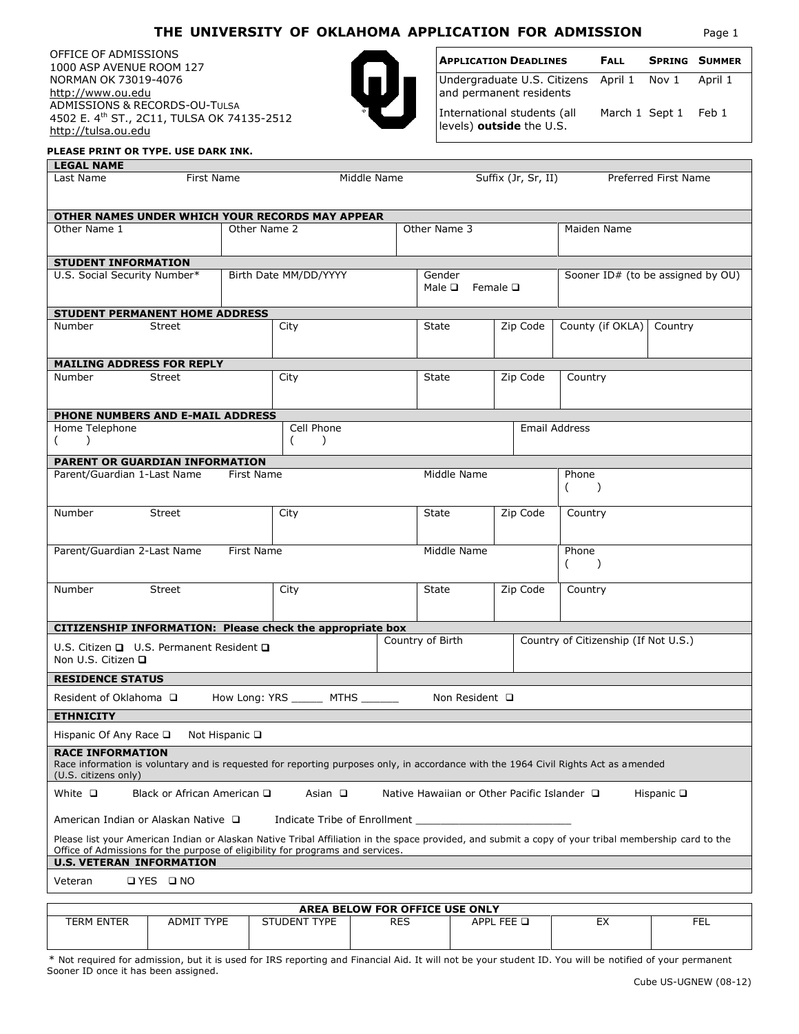# THE UNIVERSITY OF OKLAHOMA APPLICATION FOR ADMISSION

OFFICE OF ADMISSIONS
1000 ASP AVENUE ROOM 127
NORMAN OK 73019-4076
http://www.ou.edu
ADMISSIONS & RECORDS-OU-TULSA
4502 E. 4th ST., 2C11, TULSA OK 74135-2512
http://tulsa.ou.edu

| APPLICATION DEADLINES | FALL | SPRING | SUMMER |
|---|---|---|---|
| Undergraduate U.S. Citizens and permanent residents | April 1 | Nov 1 | April 1 |
| International students (all levels) **outside** the U.S. | March 1 | Sept 1 | Feb 1 |

**PLEASE PRINT OR TYPE. USE DARK INK.**

**LEGAL NAME**

| Last Name | First Name | Middle Name | Suffix (Jr, Sr, II) | Preferred First Name |
|---|---|---|---|---|
| | | | | |

**OTHER NAMES UNDER WHICH YOUR RECORDS MAY APPEAR**

| Other Name 1 | Other Name 2 | Other Name 3 | Maiden Name |
|---|---|---|---|
| | | | |

**STUDENT INFORMATION**

| U.S. Social Security Number* | Birth Date MM/DD/YYYY | Gender Male ❑ Female ❑ | Sooner ID# (to be assigned by OU) |
|---|---|---|---|
| | | | |

**STUDENT PERMANENT HOME ADDRESS**

| Number Street | City | State | Zip Code | County (if OKLA) | Country |
|---|---|---|---|---|---|
| | | | | | |

**MAILING ADDRESS FOR REPLY**

| Number Street | City | State | Zip Code | Country |
|---|---|---|---|---|
| | | | | |

**PHONE NUMBERS AND E-MAIL ADDRESS**

| Home Telephone ( ) | Cell Phone ( ) | Email Address |
|---|---|---|
| | | |

**PARENT OR GUARDIAN INFORMATION**

| Parent/Guardian 1-Last Name First Name | Middle Name | | Phone ( ) |
|---|---|---|---|
| **Number Street** | **City** | **State** | **Zip Code** / **Country** |
| | | | |
| **Parent/Guardian 2-Last Name First Name** | **Middle Name** | | **Phone ( )** |
| **Number Street** | **City** | **State** | **Zip Code** / **Country** |
| | | | |

**CITIZENSHIP INFORMATION: Please check the appropriate box**

| U.S. Citizen ❑ U.S. Permanent Resident ❑ Non U.S. Citizen ❑ | Country of Birth | Country of Citizenship (If Not U.S.) |
|---|---|---|
| | | |

**RESIDENCE STATUS**

Resident of Oklahoma ❑ How Long: YRS _____ MTHS ______ Non Resident ❑

**ETHNICITY**

Hispanic Of Any Race ❑ Not Hispanic ❑

**RACE INFORMATION**

Race information is voluntary and is requested for reporting purposes only, in accordance with the 1964 Civil Rights Act as amended (U.S. citizens only)

White ❑ Black or African American ❑ Asian ❑ Native Hawaiian or Other Pacific Islander ❑ Hispanic ❑

American Indian or Alaskan Native ❑ Indicate Tribe of Enrollment _________________________

Please list your American Indian or Alaskan Native Tribal Affiliation in the space provided, and submit a copy of your tribal membership card to the Office of Admissions for the purpose of eligibility for programs and services.

**U.S. VETERAN INFORMATION**

Veteran ❑ YES ❑ NO

**AREA BELOW FOR OFFICE USE ONLY**

| TERM ENTER | ADMIT TYPE | STUDENT TYPE | RES | APPL FEE ❑ | EX | FEL |
|---|---|---|---|---|---|---|
| | | | | | | |

\* Not required for admission, but it is used for IRS reporting and Financial Aid. It will not be your student ID. You will be notified of your permanent Sooner ID once it has been assigned.

Cube US-UGNEW (08-12)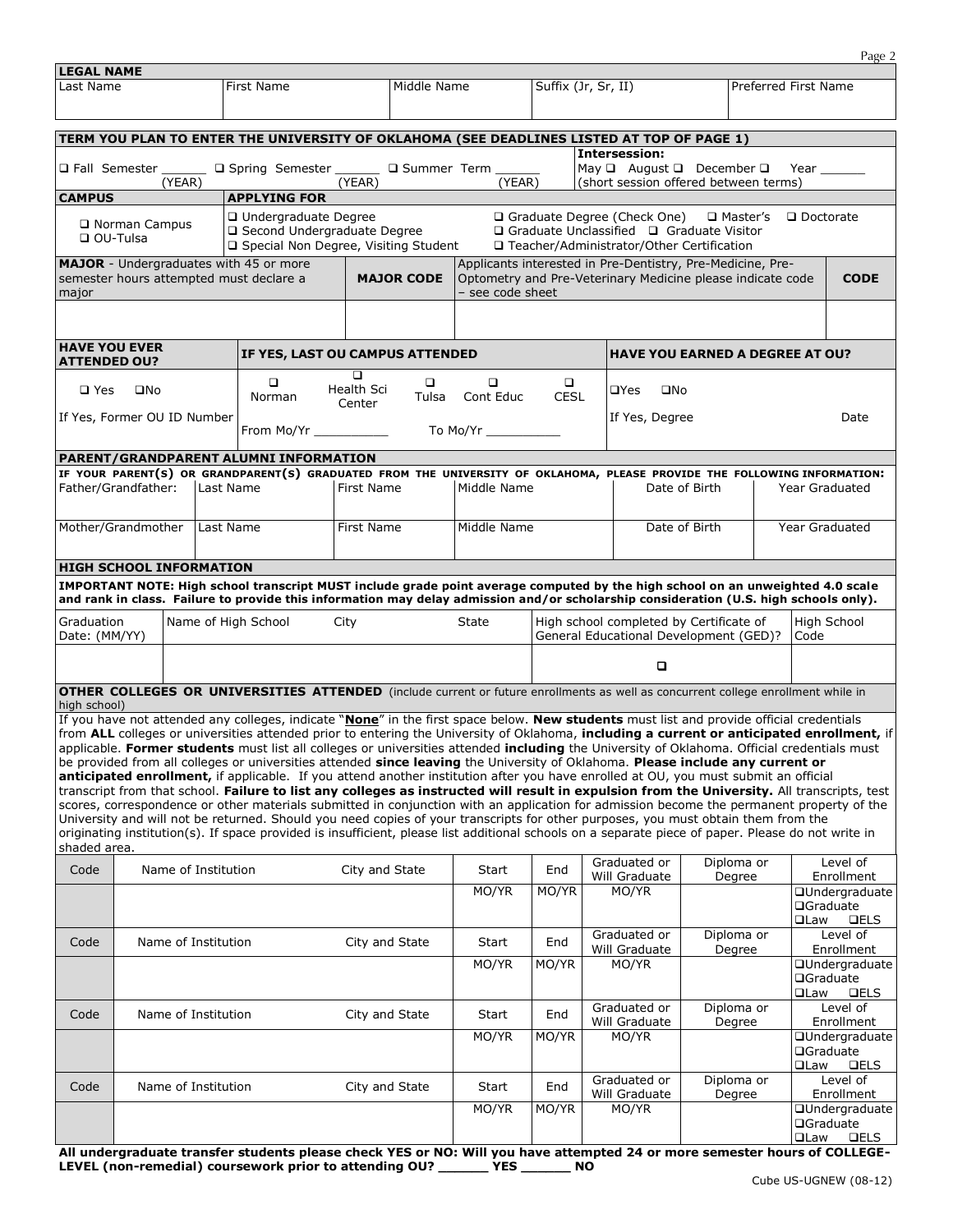## LEGAL NAME

| Last Name | First Name | Middle Name | Suffix (Jr, Sr, II) | Preferred First Name |
|---|---|---|---|---|
| | | | | |

## TERM YOU PLAN TO ENTER THE UNIVERSITY OF OKLAHOMA (SEE DEADLINES LISTED AT TOP OF PAGE 1)

❑ Fall Semester ______ (YEAR) ❑ Spring Semester ______ (YEAR) ❑ Summer Term ______ (YEAR)

**Intersession:** May ❑ August ❑ December ❑ Year ______ (short session offered between terms)

## CAMPUS

❑ Norman Campus
❑ OU-Tulsa

## APPLYING FOR

❑ Undergraduate Degree
❑ Second Undergraduate Degree
❑ Special Non Degree, Visiting Student
❑ Graduate Degree (Check One) ❑ Master's ❑ Doctorate
❑ Graduate Unclassified ❑ Graduate Visitor
❑ Teacher/Administrator/Other Certification

| **MAJOR** - Undergraduates with 45 or more semester hours attempted must declare a major | **MAJOR CODE** | Applicants interested in Pre-Dentistry, Pre-Medicine, Pre-Optometry and Pre-Veterinary Medicine please indicate code – see code sheet | **CODE** |
|---|---|---|---|
| | | | |

## HAVE YOU EVER ATTENDED OU?

❑ Yes ❑No

If Yes, Former OU ID Number

## IF YES, LAST OU CAMPUS ATTENDED

❑ Norman ❑ Health Sci Center ❑ Tulsa ❑ Cont Educ ❑ CESL

From Mo/Yr __________ To Mo/Yr __________

## HAVE YOU EARNED A DEGREE AT OU?

❑Yes ❑No

If Yes, Degree Date

## PARENT/GRANDPARENT ALUMNI INFORMATION

**IF YOUR PARENT(S) OR GRANDPARENT(S) GRADUATED FROM THE UNIVERSITY OF OKLAHOMA, PLEASE PROVIDE THE FOLLOWING INFORMATION:**

| | Last Name | First Name | Middle Name | Date of Birth | Year Graduated |
|---|---|---|---|---|---|
| Father/Grandfather: | | | | | |
| Mother/Grandmother | | | | | |

## HIGH SCHOOL INFORMATION

***IMPORTANT NOTE: High school transcript MUST include grade point average computed by the high school on an unweighted 4.0 scale and rank in class. Failure to provide this information may delay admission and/or scholarship consideration (U.S. high schools only).***

| Graduation Date: (MM/YY) | Name of High School | City | State | High school completed by Certificate of General Educational Development (GED)? | High School Code |
|---|---|---|---|---|---|
| | | | | ❑ | |

## OTHER COLLEGES OR UNIVERSITIES ATTENDED (include current or future enrollments as well as concurrent college enrollment while in high school)

If you have not attended any colleges, indicate "**None**" in the first space below. **New students** must list and provide official credentials from **ALL** colleges or universities attended prior to entering the University of Oklahoma, **including a current or anticipated enrollment,** if applicable. **Former students** must list all colleges or universities attended **including** the University of Oklahoma. Official credentials must be provided from all colleges or universities attended **since leaving** the University of Oklahoma. **Please include any current or anticipated enrollment,** if applicable. If you attend another institution after you have enrolled at OU, you must submit an official transcript from that school. **Failure to list any colleges as instructed will result in expulsion from the University.** All transcripts, test scores, correspondence or other materials submitted in conjunction with an application for admission become the permanent property of the University and will not be returned. Should you need copies of your transcripts for other purposes, you must obtain them from the originating institution(s). If space provided is insufficient, please list additional schools on a separate piece of paper. Please do not write in shaded area.

| Code | Name of Institution | City and State | Start | End | Graduated or Will Graduate | Diploma or Degree | Level of Enrollment |
|---|---|---|---|---|---|---|---|
| | | | MO/YR | MO/YR | MO/YR | | ❑Undergraduate ❑Graduate ❑Law ❑ELS |
| Code | Name of Institution | City and State | Start | End | Graduated or Will Graduate | Diploma or Degree | Level of Enrollment |
| | | | MO/YR | MO/YR | MO/YR | | ❑Undergraduate ❑Graduate ❑Law ❑ELS |
| Code | Name of Institution | City and State | Start | End | Graduated or Will Graduate | Diploma or Degree | Level of Enrollment |
| | | | MO/YR | MO/YR | MO/YR | | ❑Undergraduate ❑Graduate ❑Law ❑ELS |
| Code | Name of Institution | City and State | Start | End | Graduated or Will Graduate | Diploma or Degree | Level of Enrollment |
| | | | MO/YR | MO/YR | MO/YR | | ❑Undergraduate ❑Graduate ❑Law ❑ELS |

**All undergraduate transfer students please check YES or NO: Will you have attempted 24 or more semester hours of COLLEGE-LEVEL (non-remedial) coursework prior to attending OU? ______ YES ______ NO**

Cube US-UGNEW (08-12)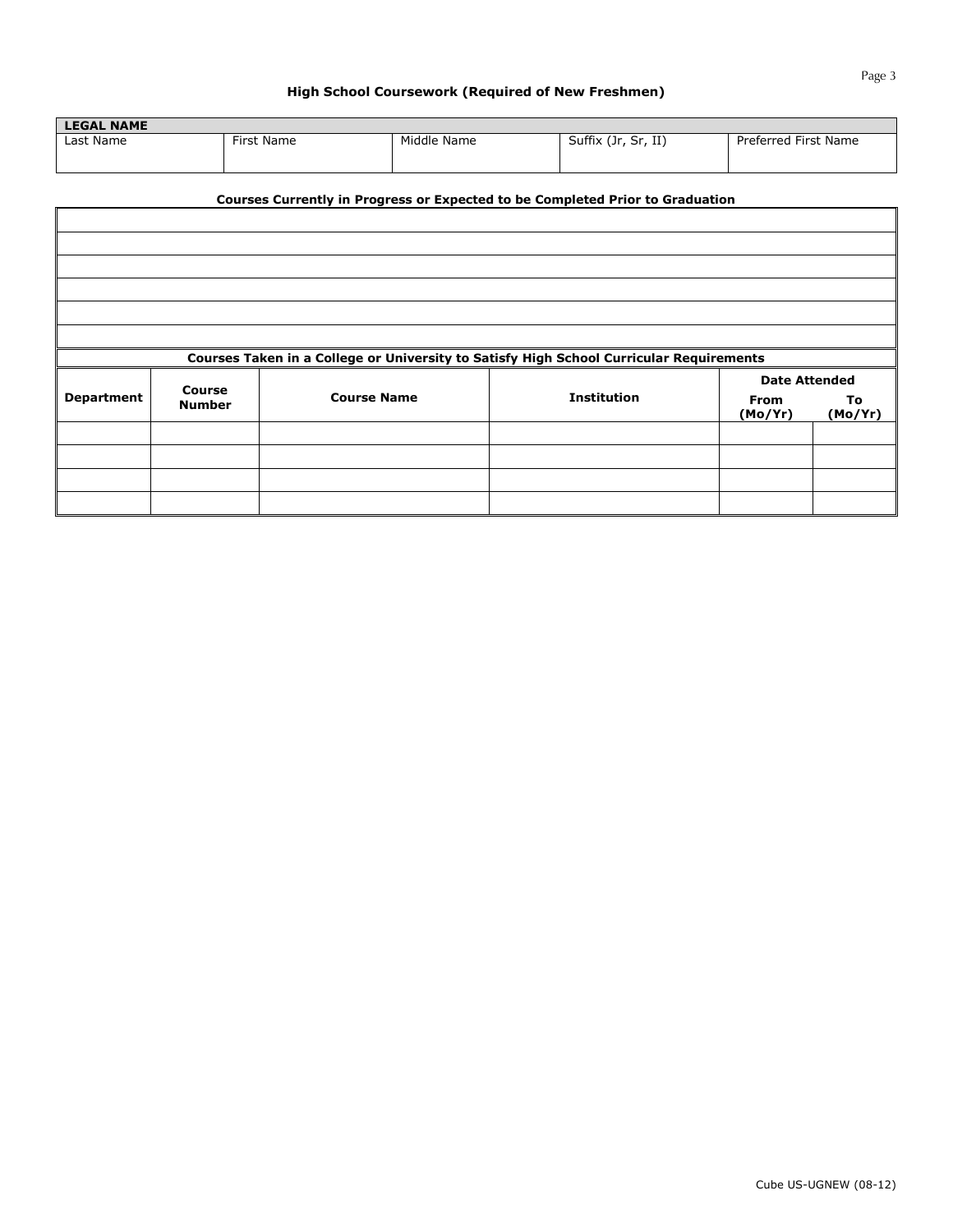## High School Coursework (Required of New Freshmen)

| **LEGAL NAME** | | | | |
|---|---|---|---|---|
| Last Name | First Name | Middle Name | Suffix (Jr, Sr, II) | Preferred First Name |
| | | | | |

**Courses Currently in Progress or Expected to be Completed Prior to Graduation**

| |
|---|
| |
| |
| |
| |
| |
| |

**Courses Taken in a College or University to Satisfy High School Curricular Requirements**

| Department | Course Number | Course Name | Institution | Date Attended | |
|---|---|---|---|---|---|
| | | | | From (Mo/Yr) | To (Mo/Yr) |
| | | | | | |
| | | | | | |
| | | | | | |
| | | | | | |

Cube US-UGNEW (08-12)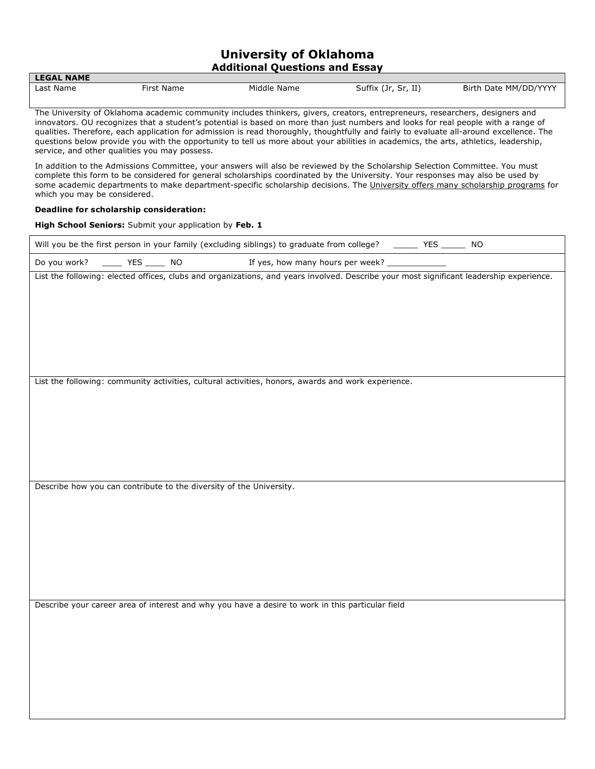# University of Oklahoma

## Additional Questions and Essay

| LEGAL NAME | | | | |
|---|---|---|---|---|
| Last Name | First Name | Middle Name | Suffix (Jr, Sr, II) | Birth Date MM/DD/YYYY |

The University of Oklahoma academic community includes thinkers, givers, creators, entrepreneurs, researchers, designers and innovators. OU recognizes that a student's potential is based on more than just numbers and looks for real people with a range of qualities. Therefore, each application for admission is read thoroughly, thoughtfully and fairly to evaluate all-around excellence. The questions below provide you with the opportunity to tell us more about your abilities in academics, the arts, athletics, leadership, service, and other qualities you may possess.

In addition to the Admissions Committee, your answers will also be reviewed by the Scholarship Selection Committee. You must complete this form to be considered for general scholarships coordinated by the University. Your responses may also be used by some academic departments to make department-specific scholarship decisions. The University offers many scholarship programs for which you may be considered.

**Deadline for scholarship consideration:**

**High School Seniors:** Submit your application by **Feb. 1**

Will you be the first person in your family (excluding siblings) to graduate from college? _____ YES _____ NO

Do you work? ____ YES ____ NO If yes, how many hours per week? ____________

List the following: elected offices, clubs and organizations, and years involved. Describe your most significant leadership experience.

List the following: community activities, cultural activities, honors, awards and work experience.

Describe how you can contribute to the diversity of the University.

Describe your career area of interest and why you have a desire to work in this particular field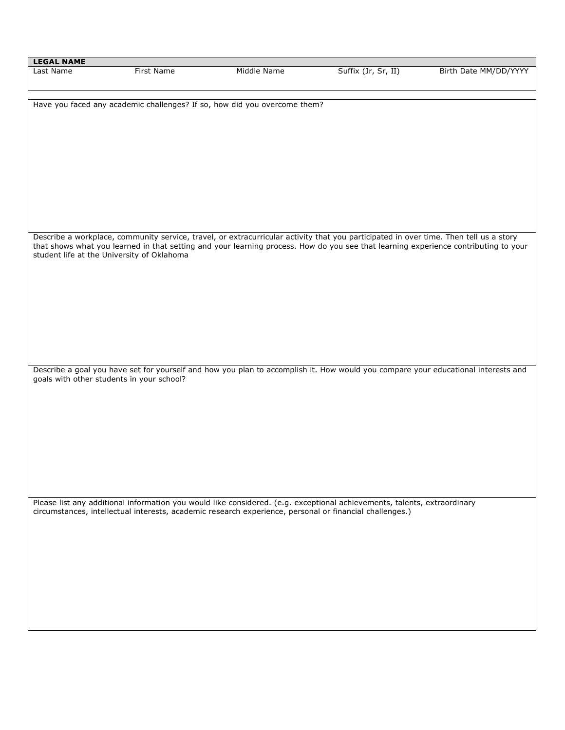| **LEGAL NAME** | | | | |
|---|---|---|---|---|
| Last Name | First Name | Middle Name | Suffix (Jr, Sr, II) | Birth Date MM/DD/YYYY |
| | | | | |

Have you faced any academic challenges? If so, how did you overcome them?

Describe a workplace, community service, travel, or extracurricular activity that you participated in over time. Then tell us a story that shows what you learned in that setting and your learning process. How do you see that learning experience contributing to your student life at the University of Oklahoma

Describe a goal you have set for yourself and how you plan to accomplish it. How would you compare your educational interests and goals with other students in your school?

Please list any additional information you would like considered. (e.g. exceptional achievements, talents, extraordinary circumstances, intellectual interests, academic research experience, personal or financial challenges.)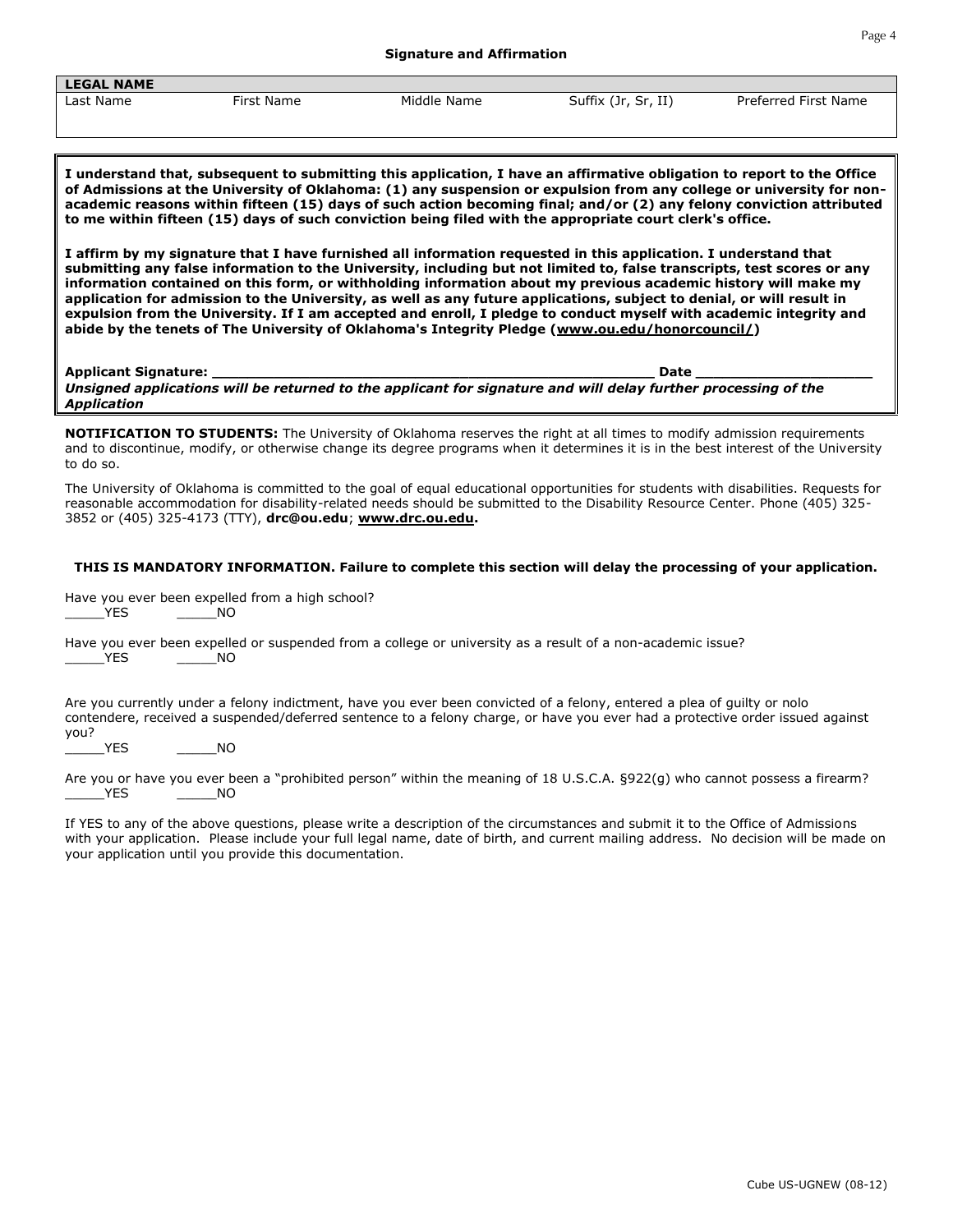## Signature and Affirmation

| LEGAL NAME | | | | |
|---|---|---|---|---|
| Last Name | First Name | Middle Name | Suffix (Jr, Sr, II) | Preferred First Name |
| | | | | |

**I understand that, subsequent to submitting this application, I have an affirmative obligation to report to the Office of Admissions at the University of Oklahoma: (1) any suspension or expulsion from any college or university for non-academic reasons within fifteen (15) days of such action becoming final; and/or (2) any felony conviction attributed to me within fifteen (15) days of such conviction being filed with the appropriate court clerk's office.**

**I affirm by my signature that I have furnished all information requested in this application. I understand that submitting any false information to the University, including but not limited to, false transcripts, test scores or any information contained on this form, or withholding information about my previous academic history will make my application for admission to the University, as well as any future applications, subject to denial, or will result in expulsion from the University. If I am accepted and enroll, I pledge to conduct myself with academic integrity and abide by the tenets of The University of Oklahoma's Integrity Pledge (www.ou.edu/honorcouncil/)**

**Applicant Signature: ______________________________________________________ Date ____________________**

***Unsigned applications will be returned to the applicant for signature and will delay further processing of the Application***

**NOTIFICATION TO STUDENTS:** The University of Oklahoma reserves the right at all times to modify admission requirements and to discontinue, modify, or otherwise change its degree programs when it determines it is in the best interest of the University to do so.

The University of Oklahoma is committed to the goal of equal educational opportunities for students with disabilities. Requests for reasonable accommodation for disability-related needs should be submitted to the Disability Resource Center. Phone (405) 325-3852 or (405) 325-4173 (TTY), **drc@ou.edu**; **www.drc.ou.edu.**

**THIS IS MANDATORY INFORMATION. Failure to complete this section will delay the processing of your application.**

Have you ever been expelled from a high school?
_____YES _____NO

Have you ever been expelled or suspended from a college or university as a result of a non-academic issue?
_____YES _____NO

Are you currently under a felony indictment, have you ever been convicted of a felony, entered a plea of guilty or nolo contendere, received a suspended/deferred sentence to a felony charge, or have you ever had a protective order issued against you?
_____YES _____NO

Are you or have you ever been a "prohibited person" within the meaning of 18 U.S.C.A. §922(g) who cannot possess a firearm?
_____YES _____NO

If YES to any of the above questions, please write a description of the circumstances and submit it to the Office of Admissions with your application. Please include your full legal name, date of birth, and current mailing address. No decision will be made on your application until you provide this documentation.

Cube US-UGNEW (08-12)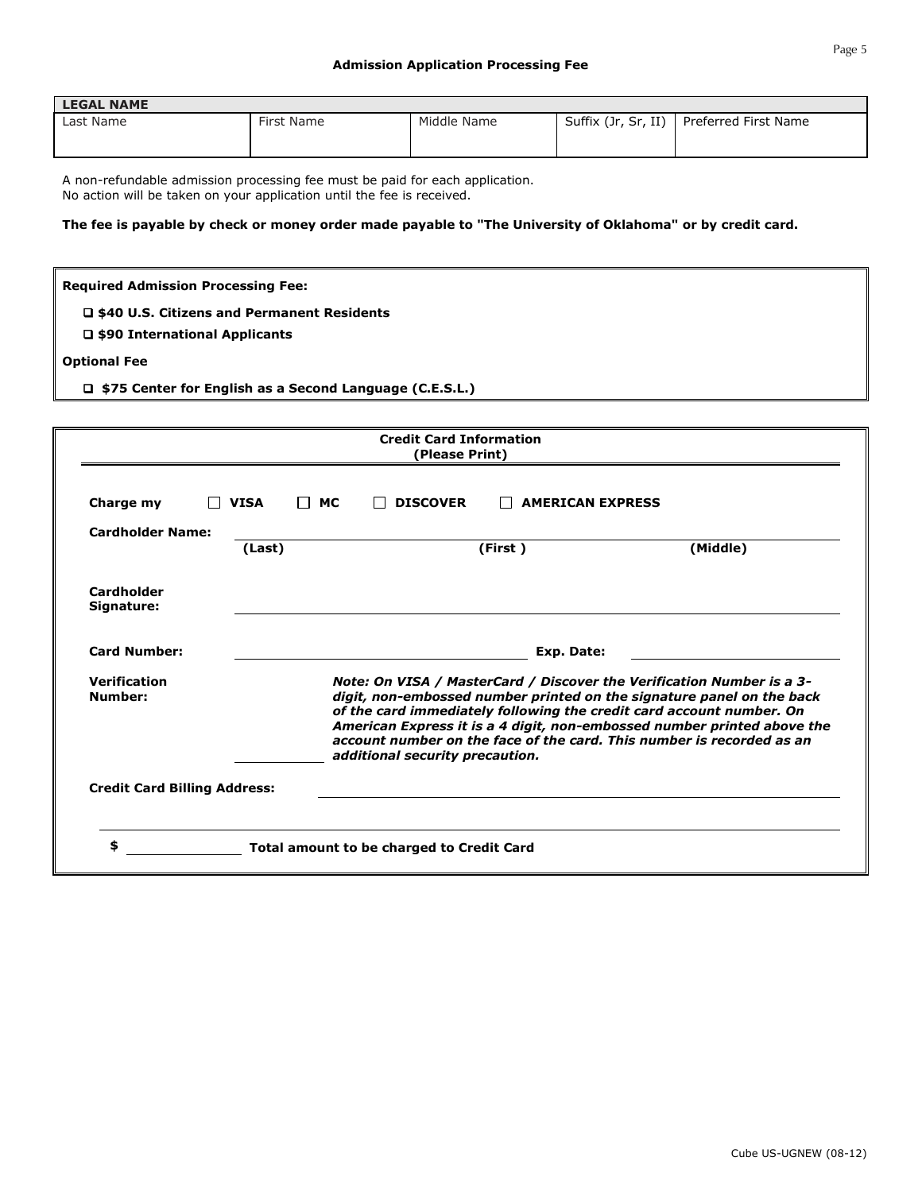## Admission Application Processing Fee

| LEGAL NAME | | | | |
|---|---|---|---|---|
| Last Name | First Name | Middle Name | Suffix (Jr, Sr, II) | Preferred First Name |
| | | | | |

A non-refundable admission processing fee must be paid for each application.
No action will be taken on your application until the fee is received.

**The fee is payable by check or money order made payable to "The University of Oklahoma" or by credit card.**

**Required Admission Processing Fee:**

- ☐ **$40 U.S. Citizens and Permanent Residents**
- ☐ **$90 International Applicants**

**Optional Fee**

- ☐ **$75 Center for English as a Second Language (C.E.S.L.)**

**Credit Card Information**
**(Please Print)**

**Charge my** ☐ **VISA** ☐ **MC** ☐ **DISCOVER** ☐ **AMERICAN EXPRESS**

**Cardholder Name:** ______________________________
**(Last)** **(First )** **(Middle)**

**Cardholder Signature:** ______________________________

**Card Number:** ______________________________ **Exp. Date:** ______________

**Verification Number:** ____________

***Note: On VISA / MasterCard / Discover the Verification Number is a 3-digit, non-embossed number printed on the signature panel on the back of the card immediately following the credit card account number. On American Express it is a 4 digit, non-embossed number printed above the account number on the face of the card. This number is recorded as an additional security precaution.***

**Credit Card Billing Address:** ______________________________

______________________________

**$** ____________ **Total amount to be charged to Credit Card**

Cube US-UGNEW (08-12)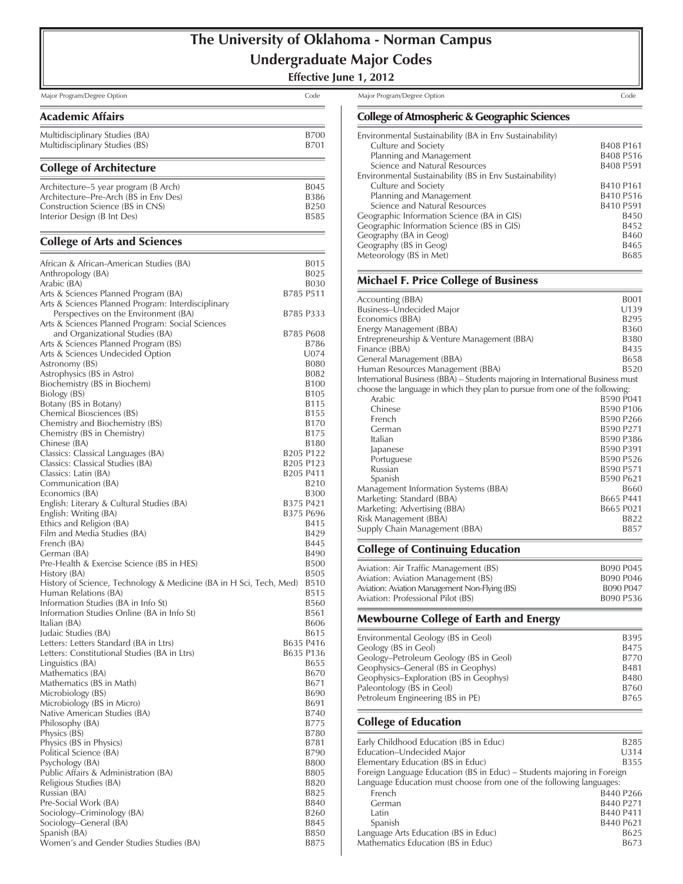# The University of Oklahoma - Norman Campus
# Undergraduate Major Codes

**Effective June 1, 2012**

## Academic Affairs

| Major Program/Degree Option | Code |
|---|---|
| Multidisciplinary Studies (BA) | B700 |
| Multidisciplinary Studies (BS) | B701 |

## College of Architecture

| Major Program/Degree Option | Code |
|---|---|
| Architecture–5 year program (B Arch) | B045 |
| Architecture–Pre-Arch (BS in Env Des) | B386 |
| Construction Science (BS in CNS) | B250 |
| Interior Design (B Int Des) | B585 |

## College of Arts and Sciences

| Major Program/Degree Option | Code |
|---|---|
| African & African-American Studies (BA) | B015 |
| Anthropology (BA) | B025 |
| Arabic (BA) | B030 |
| Arts & Sciences Planned Program (BA) | B785 P511 |
| Arts & Sciences Planned Program: Interdisciplinary Perspectives on the Environment (BA) | B785 P333 |
| Arts & Sciences Planned Program: Social Sciences and Organizational Studies (BA) | B785 P608 |
| Arts & Sciences Planned Program (BS) | B786 |
| Arts & Sciences Undecided Option | U074 |
| Astronomy (BS) | B080 |
| Astrophysics (BS in Astro) | B082 |
| Biochemistry (BS in Biochem) | B100 |
| Biology (BS) | B105 |
| Botany (BS in Botany) | B115 |
| Chemical Biosciences (BS) | B155 |
| Chemistry and Biochemistry (BS) | B170 |
| Chemistry (BS in Chemistry) | B175 |
| Chinese (BA) | B180 |
| Classics: Classical Languages (BA) | B205 P122 |
| Classics: Classical Studies (BA) | B205 P123 |
| Classics: Latin (BA) | B205 P411 |
| Communication (BA) | B210 |
| Economics (BA) | B300 |
| English: Literary & Cultural Studies (BA) | B375 P421 |
| English: Writing (BA) | B375 P696 |
| Ethics and Religion (BA) | B415 |
| Film and Media Studies (BA) | B429 |
| French (BA) | B445 |
| German (BA) | B490 |
| Pre-Health & Exercise Science (BS in HES) | B500 |
| History (BA) | B505 |
| History of Science, Technology & Medicine (BA in H Sci, Tech, Med) | B510 |
| Human Relations (BA) | B515 |
| Information Studies (BA in Info St) | B560 |
| Information Studies Online (BA in Info St) | B561 |
| Italian (BA) | B606 |
| Judaic Studies (BA) | B615 |
| Letters: Letters Standard (BA in Ltrs) | B635 P416 |
| Letters: Constitutional Studies (BA in Ltrs) | B635 P136 |
| Linguistics (BA) | B655 |
| Mathematics (BA) | B670 |
| Mathematics (BS in Math) | B671 |
| Microbiology (BS) | B690 |
| Microbiology (BS in Micro) | B691 |
| Native American Studies (BA) | B740 |
| Philosophy (BA) | B775 |
| Physics (BS) | B780 |
| Physics (BS in Physics) | B781 |
| Political Science (BA) | B790 |
| Psychology (BA) | B800 |
| Public Affairs & Administration (BA) | B805 |
| Religious Studies (BA) | B820 |
| Russian (BA) | B825 |
| Pre-Social Work (BA) | B840 |
| Sociology–Criminology (BA) | B260 |
| Sociology–General (BA) | B845 |
| Spanish (BA) | B850 |
| Women's and Gender Studies Studies (BA) | B875 |

## College of Atmospheric & Geographic Sciences

| Major Program/Degree Option | Code |
|---|---|
| Environmental Sustainability (BA in Env Sustainability) | |
| Culture and Society | B408 P161 |
| Planning and Management | B408 P516 |
| Science and Natural Resources | B408 P591 |
| Environmental Sustainability (BS in Env Sustainability) | |
| Culture and Society | B410 P161 |
| Planning and Management | B410 P516 |
| Science and Natural Resources | B410 P591 |
| Geographic Information Science (BA in GIS) | B450 |
| Geographic Information Science (BS in GIS) | B452 |
| Geography (BA in Geog) | B460 |
| Geography (BS in Geog) | B465 |
| Meteorology (BS in Met) | B685 |

## Michael F. Price College of Business

| Major Program/Degree Option | Code |
|---|---|
| Accounting (BBA) | B001 |
| Business–Undecided Major | U139 |
| Economics (BBA) | B295 |
| Energy Management (BBA) | B360 |
| Entrepreneurship & Venture Management (BBA) | B380 |
| Finance (BBA) | B435 |
| General Management (BBA) | B658 |
| Human Resources Management (BBA) | B520 |
| International Business (BBA) – Students majoring in International Business must choose the language in which they plan to pursue from one of the following: | |
| Arabic | B590 P041 |
| Chinese | B590 P106 |
| French | B590 P266 |
| German | B590 P271 |
| Italian | B590 P386 |
| Japanese | B590 P391 |
| Portuguese | B590 P526 |
| Russian | B590 P571 |
| Spanish | B590 P621 |
| Management Information Systems (BBA) | B660 |
| Marketing: Standard (BBA) | B665 P441 |
| Marketing: Advertising (BBA) | B665 P021 |
| Risk Management (BBA) | B822 |
| Supply Chain Management (BBA) | B857 |

## College of Continuing Education

| Major Program/Degree Option | Code |
|---|---|
| Aviation: Air Traffic Management (BS) | B090 P045 |
| Aviation: Aviation Management (BS) | B090 P046 |
| Aviation: Aviation Management Non-Flying (BS) | B090 P047 |
| Aviation: Professional Pilot (BS) | B090 P536 |

## Mewbourne College of Earth and Energy

| Major Program/Degree Option | Code |
|---|---|
| Environmental Geology (BS in Geol) | B395 |
| Geology (BS in Geol) | B475 |
| Geology–Petroleum Geology (BS in Geol) | B770 |
| Geophysics–General (BS in Geophys) | B481 |
| Geophysics–Exploration (BS in Geophys) | B480 |
| Paleontology (BS in Geol) | B760 |
| Petroleum Engineering (BS in PE) | B765 |

## College of Education

| Major Program/Degree Option | Code |
|---|---|
| Early Childhood Education (BS in Educ) | B285 |
| Education–Undecided Major | U314 |
| Elementary Education (BS in Educ) | B355 |
| Foreign Language Education (BS in Educ) – Students majoring in Foreign Language Education must choose from one of the following languages: | |
| French | B440 P266 |
| German | B440 P271 |
| Latin | B440 P411 |
| Spanish | B440 P621 |
| Language Arts Education (BS in Educ) | B625 |
| Mathematics Education (BS in Educ) | B673 |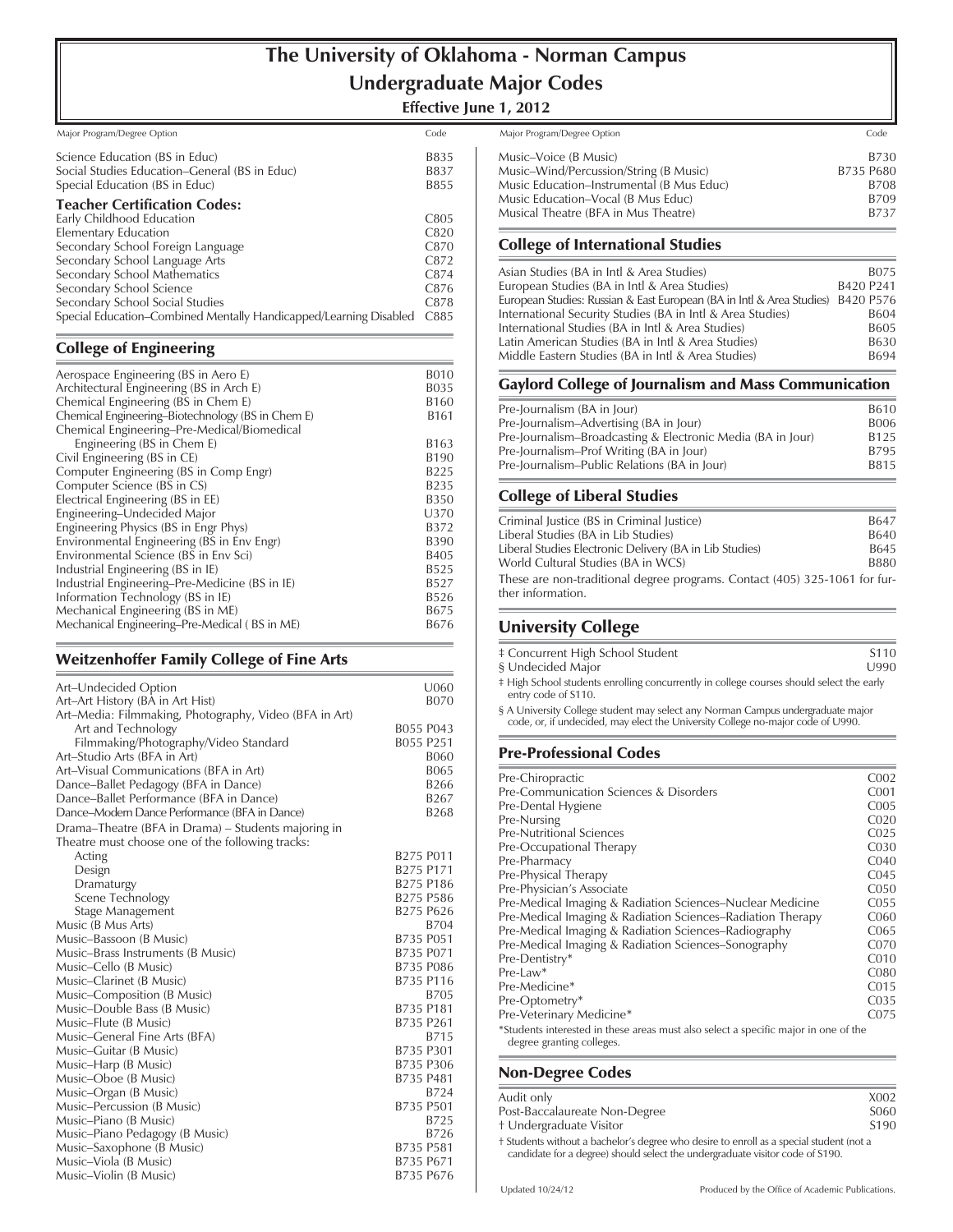# The University of Oklahoma - Norman Campus

## Undergraduate Major Codes

**Effective June 1, 2012**

| Major Program/Degree Option | Code |
|---|---|
| Science Education (BS in Educ) | B835 |
| Social Studies Education–General (BS in Educ) | B837 |
| Special Education (BS in Educ) | B855 |

### Teacher Certification Codes:

| | |
|---|---|
| Early Childhood Education | C805 |
| Elementary Education | C820 |
| Secondary School Foreign Language | C870 |
| Secondary School Language Arts | C872 |
| Secondary School Mathematics | C874 |
| Secondary School Science | C876 |
| Secondary School Social Studies | C878 |
| Special Education–Combined Mentally Handicapped/Learning Disabled | C885 |

### College of Engineering

| | |
|---|---|
| Aerospace Engineering (BS in Aero E) | B010 |
| Architectural Engineering (BS in Arch E) | B035 |
| Chemical Engineering (BS in Chem E) | B160 |
| Chemical Engineering–Biotechnology (BS in Chem E) | B161 |
| Chemical Engineering–Pre-Medical/Biomedical Engineering (BS in Chem E) | B163 |
| Civil Engineering (BS in CE) | B190 |
| Computer Engineering (BS in Comp Engr) | B225 |
| Computer Science (BS in CS) | B235 |
| Electrical Engineering (BS in EE) | B350 |
| Engineering–Undecided Major | U370 |
| Engineering Physics (BS in Engr Phys) | B372 |
| Environmental Engineering (BS in Env Engr) | B390 |
| Environmental Science (BS in Env Sci) | B405 |
| Industrial Engineering (BS in IE) | B525 |
| Industrial Engineering–Pre-Medicine (BS in IE) | B527 |
| Information Technology (BS in IE) | B526 |
| Mechanical Engineering (BS in ME) | B675 |
| Mechanical Engineering–Pre-Medical ( BS in ME) | B676 |

### Weitzenhoffer Family College of Fine Arts

| | |
|---|---|
| Art–Undecided Option | U060 |
| Art–Art History (BA in Art Hist) | B070 |
| Art–Media: Filmmaking, Photography, Video (BFA in Art) | |
| Art and Technology | B055 P043 |
| Filmmaking/Photography/Video Standard | B055 P251 |
| Art–Studio Arts (BFA in Art) | B060 |
| Art–Visual Communications (BFA in Art) | B065 |
| Dance–Ballet Pedagogy (BFA in Dance) | B266 |
| Dance–Ballet Performance (BFA in Dance) | B267 |
| Dance–Modern Dance Performance (BFA in Dance) | B268 |
| Drama–Theatre (BFA in Drama) – Students majoring in Theatre must choose one of the following tracks: | |
| Acting | B275 P011 |
| Design | B275 P171 |
| Dramaturgy | B275 P186 |
| Scene Technology | B275 P586 |
| Stage Management | B275 P626 |
| Music (B Mus Arts) | B704 |
| Music–Bassoon (B Music) | B735 P051 |
| Music–Brass Instruments (B Music) | B735 P071 |
| Music–Cello (B Music) | B735 P086 |
| Music–Clarinet (B Music) | B735 P116 |
| Music–Composition (B Music) | B705 |
| Music–Double Bass (B Music) | B735 P181 |
| Music–Flute (B Music) | B735 P261 |
| Music–General Fine Arts (BFA) | B715 |
| Music–Guitar (B Music) | B735 P301 |
| Music–Harp (B Music) | B735 P306 |
| Music–Oboe (B Music) | B735 P481 |
| Music–Organ (B Music) | B724 |
| Music–Percussion (B Music) | B735 P501 |
| Music–Piano (B Music) | B725 |
| Music–Piano Pedagogy (B Music) | B726 |
| Music–Saxophone (B Music) | B735 P581 |
| Music–Viola (B Music) | B735 P671 |
| Music–Violin (B Music) | B735 P676 |
| Music–Voice (B Music) | B730 |
| Music–Wind/Percussion/String (B Music) | B735 P680 |
| Music Education–Instrumental (B Mus Educ) | B708 |
| Music Education–Vocal (B Mus Educ) | B709 |
| Musical Theatre (BFA in Mus Theatre) | B737 |

### College of International Studies

| | |
|---|---|
| Asian Studies (BA in Intl & Area Studies) | B075 |
| European Studies (BA in Intl & Area Studies) | B420 P241 |
| European Studies: Russian & East European (BA in Intl & Area Studies) | B420 P576 |
| International Security Studies (BA in Intl & Area Studies) | B604 |
| International Studies (BA in Intl & Area Studies) | B605 |
| Latin American Studies (BA in Intl & Area Studies) | B630 |
| Middle Eastern Studies (BA in Intl & Area Studies) | B694 |

### Gaylord College of Journalism and Mass Communication

| | |
|---|---|
| Pre-Journalism (BA in Jour) | B610 |
| Pre-Journalism–Advertising (BA in Jour) | B006 |
| Pre-Journalism–Broadcasting & Electronic Media (BA in Jour) | B125 |
| Pre-Journalism–Prof Writing (BA in Jour) | B795 |
| Pre-Journalism–Public Relations (BA in Jour) | B815 |

### College of Liberal Studies

| | |
|---|---|
| Criminal Justice (BS in Criminal Justice) | B647 |
| Liberal Studies (BA in Lib Studies) | B640 |
| Liberal Studies Electronic Delivery (BA in Lib Studies) | B645 |
| World Cultural Studies (BA in WCS) | B880 |

These are non-traditional degree programs. Contact (405) 325-1061 for further information.

### University College

| | |
|---|---|
| ‡ Concurrent High School Student | S110 |
| § Undecided Major | U990 |

‡ High School students enrolling concurrently in college courses should select the early entry code of S110.

§ A University College student may select any Norman Campus undergraduate major code, or, if undecided, may elect the University College no-major code of U990.

### Pre-Professional Codes

| | |
|---|---|
| Pre-Chiropractic | C002 |
| Pre-Communication Sciences & Disorders | C001 |
| Pre-Dental Hygiene | C005 |
| Pre-Nursing | C020 |
| Pre-Nutritional Sciences | C025 |
| Pre-Occupational Therapy | C030 |
| Pre-Pharmacy | C040 |
| Pre-Physical Therapy | C045 |
| Pre-Physician's Associate | C050 |
| Pre-Medical Imaging & Radiation Sciences–Nuclear Medicine | C055 |
| Pre-Medical Imaging & Radiation Sciences–Radiation Therapy | C060 |
| Pre-Medical Imaging & Radiation Sciences–Radiography | C065 |
| Pre-Medical Imaging & Radiation Sciences–Sonography | C070 |
| Pre-Dentistry* | C010 |
| Pre-Law* | C080 |
| Pre-Medicine* | C015 |
| Pre-Optometry* | C035 |
| Pre-Veterinary Medicine* | C075 |

*Students interested in these areas must also select a specific major in one of the degree granting colleges.

### Non-Degree Codes

| | |
|---|---|
| Audit only | X002 |
| Post-Baccalaureate Non-Degree | S060 |
| † Undergraduate Visitor | S190 |

† Students without a bachelor's degree who desire to enroll as a special student (not a candidate for a degree) should select the undergraduate visitor code of S190.

Updated 10/24/12

Produced by the Office of Academic Publications.